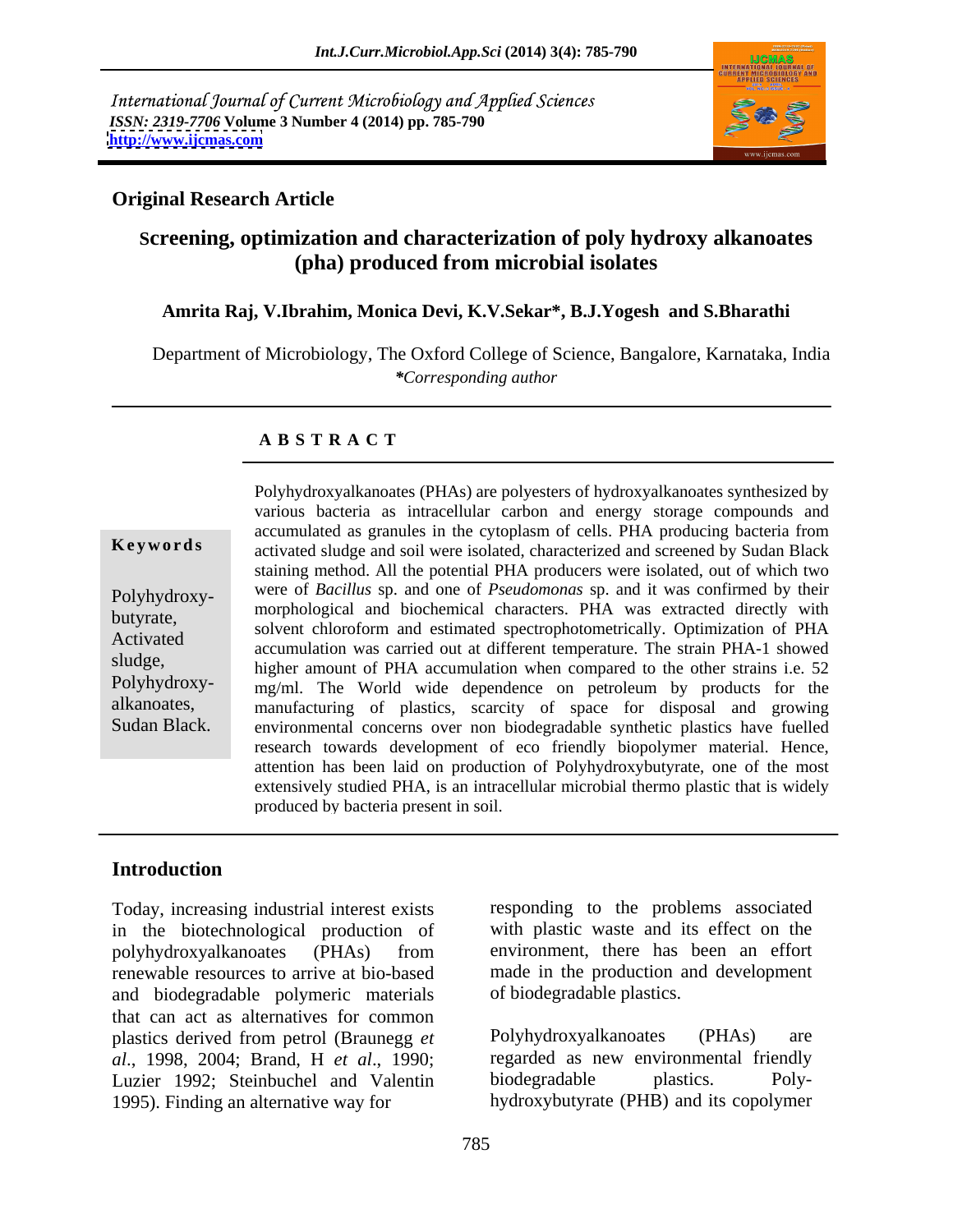International Journal of Current Microbiology and Applied Sciences
*ISSN: 2319-7706* **Volume 3 Number 4 (2014) pp. 785-790**
**http://www.ijcmas.com**

**Original Research Article**

# Screening, optimization and characterization of poly hydroxy alkanoates (pha) produced from microbial isolates

**Amrita Raj, V.Ibrahim, Monica Devi, K.V.Sekar*, B.J.Yogesh and S.Bharathi**

Department of Microbiology, The Oxford College of Science, Bangalore, Karnataka, India
**\****Corresponding author*

## ABSTRACT

**Keywords**

Polyhydroxy-butyrate, Activated sludge, Polyhydroxy-alkanoates, Sudan Black.

Polyhydroxyalkanoates (PHAs) are polyesters of hydroxyalkanoates synthesized by various bacteria as intracellular carbon and energy storage compounds and accumulated as granules in the cytoplasm of cells. PHA producing bacteria from activated sludge and soil were isolated, characterized and screened by Sudan Black staining method. All the potential PHA producers were isolated, out of which two were of *Bacillus* sp. and one of *Pseudomonas* sp. and it was confirmed by their morphological and biochemical characters. PHA was extracted directly with solvent chloroform and estimated spectrophotometrically. Optimization of PHA accumulation was carried out at different temperature. The strain PHA-1 showed higher amount of PHA accumulation when compared to the other strains i.e. 52 mg/ml. The World wide dependence on petroleum by products for the manufacturing of plastics, scarcity of space for disposal and growing environmental concerns over non biodegradable synthetic plastics have fuelled research towards development of eco friendly biopolymer material. Hence, attention has been laid on production of Polyhydroxybutyrate, one of the most extensively studied PHA, is an intracellular microbial thermo plastic that is widely produced by bacteria present in soil.

## Introduction

Today, increasing industrial interest exists in the biotechnological production of polyhydroxyalkanoates (PHAs) from renewable resources to arrive at bio-based and biodegradable polymeric materials that can act as alternatives for common plastics derived from petrol (Braunegg *et al*., 1998, 2004; Brand, H *et al*., 1990; Luzier 1992; Steinbuchel and Valentin 1995). Finding an alternative way for responding to the problems associated with plastic waste and its effect on the environment, there has been an effort made in the production and development of biodegradable plastics.

Polyhydroxyalkanoates (PHAs) are regarded as new environmental friendly biodegradable plastics. Poly-hydroxybutyrate (PHB) and its copolymer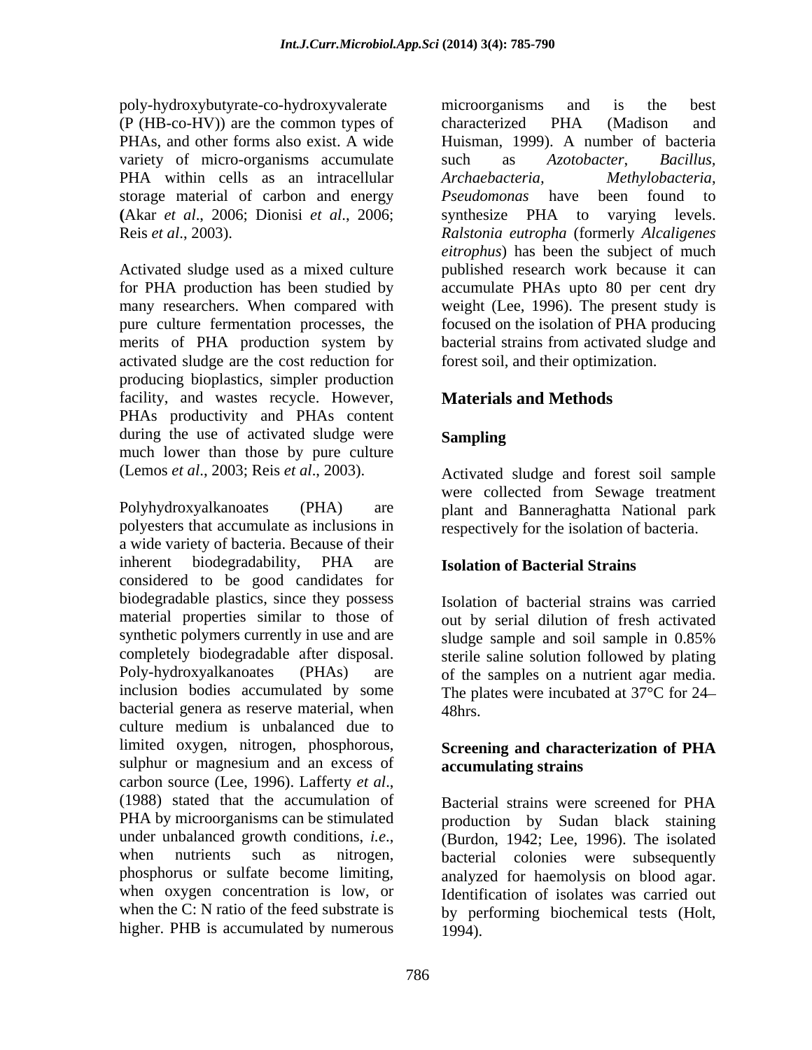poly-hydroxybutyrate-co-hydroxyvalerate (P (HB-co-HV)) are the common types of PHAs, and other forms also exist. A wide variety of micro-organisms accumulate PHA within cells as an intracellular storage material of carbon and energy (Akar *et al*., 2006; Dionisi *et al*., 2006; Reis *et al*., 2003).

Activated sludge used as a mixed culture for PHA production has been studied by many researchers. When compared with pure culture fermentation processes, the merits of PHA production system by activated sludge are the cost reduction for producing bioplastics, simpler production facility, and wastes recycle. However, PHAs productivity and PHAs content during the use of activated sludge were much lower than those by pure culture (Lemos *et al*., 2003; Reis *et al*., 2003).

Polyhydroxyalkanoates (PHA) are polyesters that accumulate as inclusions in a wide variety of bacteria. Because of their inherent biodegradability, PHA are considered to be good candidates for biodegradable plastics, since they possess material properties similar to those of synthetic polymers currently in use and are completely biodegradable after disposal. Poly-hydroxyalkanoates (PHAs) are inclusion bodies accumulated by some bacterial genera as reserve material, when culture medium is unbalanced due to limited oxygen, nitrogen, phosphorous, sulphur or magnesium and an excess of carbon source (Lee, 1996). Lafferty *et al*., (1988) stated that the accumulation of PHA by microorganisms can be stimulated under unbalanced growth conditions, *i.e.*, when nutrients such as nitrogen, phosphorus or sulfate become limiting, when oxygen concentration is low, or when the C: N ratio of the feed substrate is higher. PHB is accumulated by numerous microorganisms and is the best characterized PHA (Madison and Huisman, 1999). A number of bacteria such as *Azotobacter*, *Bacillus*, *Archaebacteria*, *Methylobacteria*, *Pseudomonas* have been found to synthesize PHA to varying levels. *Ralstonia eutropha* (formerly *Alcaligenes eitrophus*) has been the subject of much published research work because it can accumulate PHAs upto 80 per cent dry weight (Lee, 1996). The present study is focused on the isolation of PHA producing bacterial strains from activated sludge and forest soil, and their optimization.

## Materials and Methods

### Sampling

Activated sludge and forest soil sample were collected from Sewage treatment plant and Banneraghatta National park respectively for the isolation of bacteria.

### Isolation of Bacterial Strains

Isolation of bacterial strains was carried out by serial dilution of fresh activated sludge sample and soil sample in 0.85% sterile saline solution followed by plating of the samples on a nutrient agar media. The plates were incubated at 37°C for 24–48hrs.

### Screening and characterization of PHA accumulating strains

Bacterial strains were screened for PHA production by Sudan black staining (Burdon, 1942; Lee, 1996). The isolated bacterial colonies were subsequently analyzed for haemolysis on blood agar. Identification of isolates was carried out by performing biochemical tests (Holt, 1994).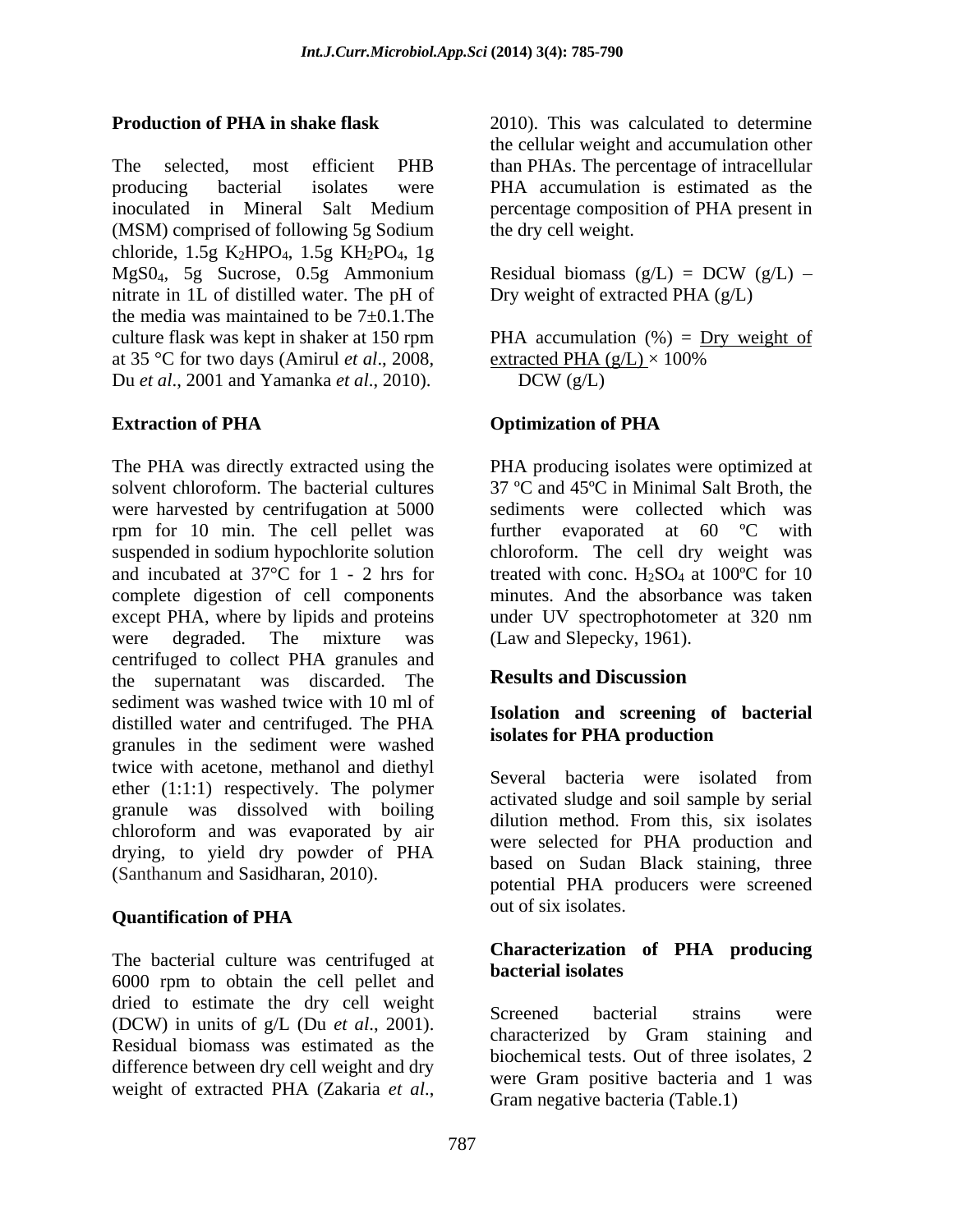### Production of PHA in shake flask

The selected, most efficient PHB producing bacterial isolates were inoculated in Mineral Salt Medium (MSM) comprised of following 5g Sodium chloride, 1.5g $K_2HPO_4$, 1.5g $KH_2PO_4$, 1g $MgSO_4$, 5g Sucrose, 0.5g Ammonium nitrate in 1L of distilled water. The pH of the media was maintained to be 7±0.1.The culture flask was kept in shaker at 150 rpm at 35 °C for two days (Amirul *et al*., 2008, Du *et al*., 2001 and Yamanka *et al*., 2010).

### Extraction of PHA

The PHA was directly extracted using the solvent chloroform. The bacterial cultures were harvested by centrifugation at 5000 rpm for 10 min. The cell pellet was suspended in sodium hypochlorite solution and incubated at 37°C for 1 - 2 hrs for complete digestion of cell components except PHA, where by lipids and proteins were degraded. The mixture was centrifuged to collect PHA granules and the supernatant was discarded. The sediment was washed twice with 10 ml of distilled water and centrifuged. The PHA granules in the sediment were washed twice with acetone, methanol and diethyl ether (1:1:1) respectively. The polymer granule was dissolved with boiling chloroform and was evaporated by air drying, to yield dry powder of PHA (Santhanum and Sasidharan, 2010).

### Quantification of PHA

The bacterial culture was centrifuged at 6000 rpm to obtain the cell pellet and dried to estimate the dry cell weight (DCW) in units of g/L (Du *et al*., 2001). Residual biomass was estimated as the difference between dry cell weight and dry weight of extracted PHA (Zakaria *et al*., 2010). This was calculated to determine the cellular weight and accumulation other than PHAs. The percentage of intracellular PHA accumulation is estimated as the percentage composition of PHA present in the dry cell weight.

Residual biomass (g/L) = DCW (g/L) – Dry weight of extracted PHA (g/L)

$$\text{PHA accumulation (\%)} = \frac{\text{Dry weight of extracted PHA (g/L)}}{\text{DCW (g/L)}} \times 100\%$$

### Optimization of PHA

PHA producing isolates were optimized at 37 ºC and 45ºC in Minimal Salt Broth, the sediments were collected which was further evaporated at 60 ºC with chloroform. The cell dry weight was treated with conc. $H_2SO_4$ at 100ºC for 10 minutes. And the absorbance was taken under UV spectrophotometer at 320 nm (Law and Slepecky, 1961).

## Results and Discussion

### Isolation and screening of bacterial isolates for PHA production

Several bacteria were isolated from activated sludge and soil sample by serial dilution method. From this, six isolates were selected for PHA production and based on Sudan Black staining, three potential PHA producers were screened out of six isolates.

### Characterization of PHA producing bacterial isolates

Screened bacterial strains were characterized by Gram staining and biochemical tests. Out of three isolates, 2 were Gram positive bacteria and 1 was Gram negative bacteria (Table.1)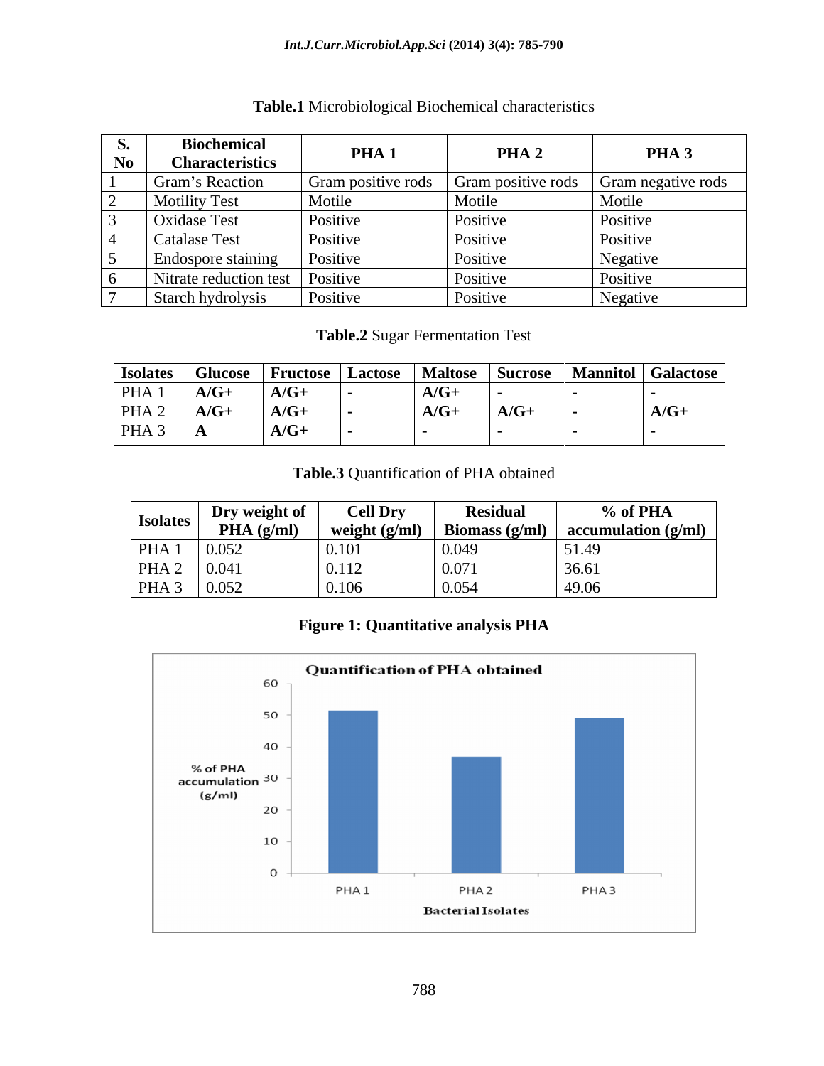**Table.1** Microbiological Biochemical characteristics

| S. No | Biochemical Characteristics | PHA 1 | PHA 2 | PHA 3 |
|---|---|---|---|---|
| 1 | Gram's Reaction | Gram positive rods | Gram positive rods | Gram negative rods |
| 2 | Motility Test | Motile | Motile | Motile |
| 3 | Oxidase Test | Positive | Positive | Positive |
| 4 | Catalase Test | Positive | Positive | Positive |
| 5 | Endospore staining | Positive | Positive | Negative |
| 6 | Nitrate reduction test | Positive | Positive | Positive |
| 7 | Starch hydrolysis | Positive | Positive | Negative |

**Table.2** Sugar Fermentation Test

| Isolates | Glucose | Fructose | Lactose | Maltose | Sucrose | Mannitol | Galactose |
|---|---|---|---|---|---|---|---|
| PHA 1 | **A/G+** | **A/G+** | **-** | **A/G+** | **-** | **-** | **-** |
| PHA 2 | **A/G+** | **A/G+** | **-** | **A/G+** | **A/G+** | **-** | **A/G+** |
| PHA 3 | **A** | **A/G+** | **-** | **-** | **-** | **-** | **-** |

**Table.3** Quantification of PHA obtained

| Isolates | Dry weight of PHA (g/ml) | Cell Dry weight (g/ml) | Residual Biomass (g/ml) | % of PHA accumulation (g/ml) |
|---|---|---|---|---|
| PHA 1 | 0.052 | 0.101 | 0.049 | 51.49 |
| PHA 2 | 0.041 | 0.112 | 0.071 | 36.61 |
| PHA 3 | 0.052 | 0.106 | 0.054 | 49.06 |

**Figure 1: Quantitative analysis PHA**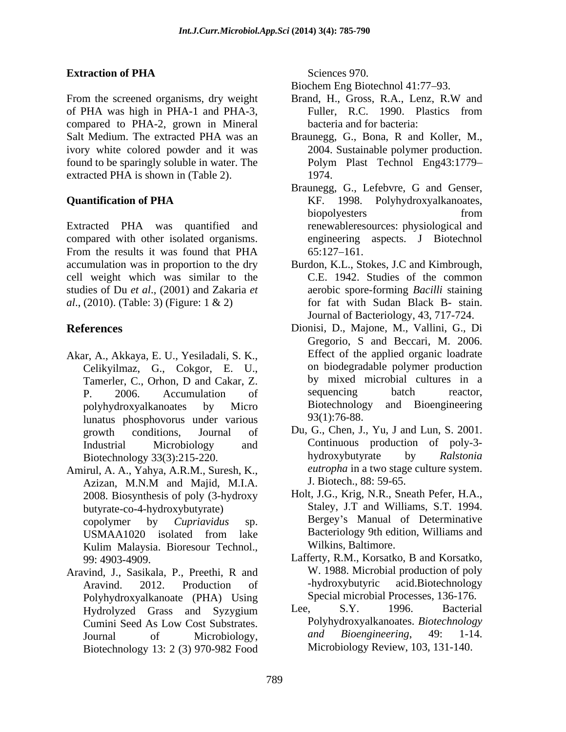**Extraction of PHA**

From the screened organisms, dry weight of PHA was high in PHA-1 and PHA-3, compared to PHA-2, grown in Mineral Salt Medium. The extracted PHA was an ivory white colored powder and it was found to be sparingly soluble in water. The extracted PHA is shown in (Table 2).

**Quantification of PHA**

Extracted PHA was quantified and compared with other isolated organisms. From the results it was found that PHA accumulation was in proportion to the dry cell weight which was similar to the studies of Du *et al*., (2001) and Zakaria *et al*., (2010). (Table: 3) (Figure: 1 & 2)

**References**

Akar, A., Akkaya, E. U., Yesiladali, S. K., Celikyilmaz, G., Cokgor, E. U., Tamerler, C., Orhon, D and Cakar, Z. P. 2006. Accumulation of polyhydroxyalkanoates by Micro lunatus phosphovorus under various growth conditions, Journal of Industrial Microbiology and Biotechnology 33(3):215-220.

Amirul, A. A., Yahya, A.R.M., Suresh, K., Azizan, M.N.M and Majid, M.I.A. 2008. Biosynthesis of poly (3-hydroxy butyrate-co-4-hydroxybutyrate) copolymer by *Cupriavidus* sp. USMAA1020 isolated from lake Kulim Malaysia. Bioresour Technol., 99: 4903-4909.

Aravind, J., Sasikala, P., Preethi, R and Aravind. 2012. Production of Polyhydroxyalkanoate (PHA) Using Hydrolyzed Grass and Syzygium Cumini Seed As Low Cost Substrates. Journal of Microbiology, Biotechnology 13: 2 (3) 970-982 Food Sciences 970.

Biochem Eng Biotechnol 41:77–93.

Brand, H., Gross, R.A., Lenz, R.W and Fuller, R.C. 1990. Plastics from bacteria and for bacteria:

Braunegg, G., Bona, R and Koller, M., 2004. Sustainable polymer production. Polym Plast Technol Eng43:1779–1974.

Braunegg, G., Lefebvre, G and Genser, KF. 1998. Polyhydroxyalkanoates, biopolyesters from renewableresources: physiological and engineering aspects. J Biotechnol 65:127–161.

Burdon, K.L., Stokes, J.C and Kimbrough, C.E. 1942. Studies of the common aerobic spore-forming *Bacilli* staining for fat with Sudan Black B- stain. Journal of Bacteriology, 43, 717-724.

Dionisi, D., Majone, M., Vallini, G., Di Gregorio, S and Beccari, M. 2006. Effect of the applied organic loadrate on biodegradable polymer production by mixed microbial cultures in a sequencing batch reactor, Biotechnology and Bioengineering 93(1):76-88.

Du, G., Chen, J., Yu, J and Lun, S. 2001. Continuous production of poly-3-hydroxybutyrate by *Ralstonia eutropha* in a two stage culture system. J. Biotech., 88: 59-65.

Holt, J.G., Krig, N.R., Sneath Pefer, H.A., Staley, J.T and Williams, S.T. 1994. Bergey's Manual of Determinative Bacteriology 9th edition, Williams and Wilkins, Baltimore.

Lafferty, R.M., Korsatko, B and Korsatko, W. 1988. Microbial production of poly -hydroxybutyric acid.Biotechnology Special microbial Processes, 136-176.

Lee, S.Y. 1996. Bacterial Polyhydroxyalkanoates. *Biotechnology and Bioengineering*, 49: 1-14. Microbiology Review, 103, 131-140.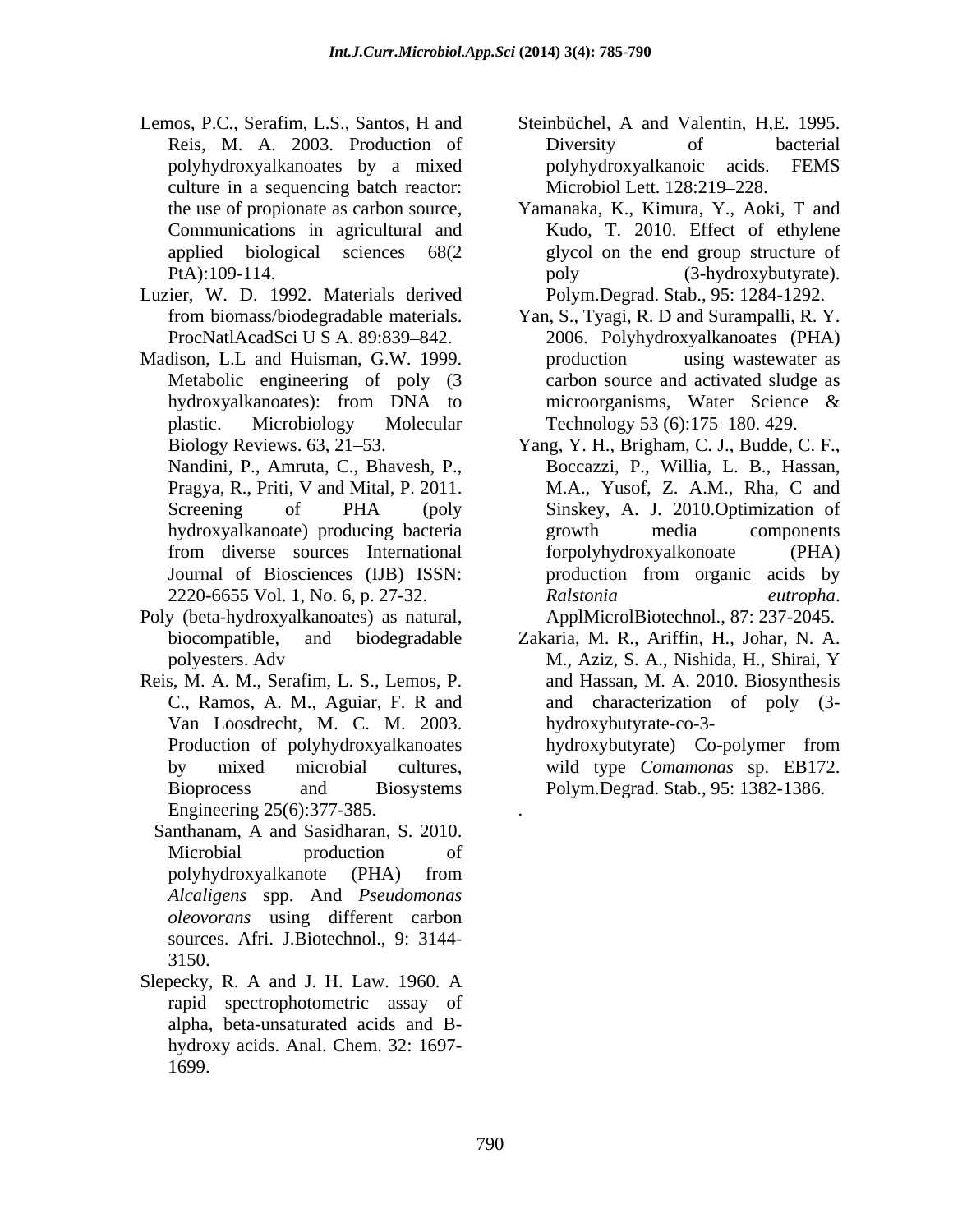Lemos, P.C., Serafim, L.S., Santos, H and Reis, M. A. 2003. Production of polyhydroxyalkanoates by a mixed culture in a sequencing batch reactor: the use of propionate as carbon source, Communications in agricultural and applied biological sciences 68(2 PtA):109-114.

Luzier, W. D. 1992. Materials derived from biomass/biodegradable materials. ProcNatlAcadSci U S A. 89:839–842.

Madison, L.L and Huisman, G.W. 1999. Metabolic engineering of poly (3 hydroxyalkanoates): from DNA to plastic. Microbiology Molecular Biology Reviews. 63, 21–53.

Nandini, P., Amruta, C., Bhavesh, P., Pragya, R., Priti, V and Mital, P. 2011. Screening of PHA (poly hydroxyalkanoate) producing bacteria from diverse sources International Journal of Biosciences (IJB) ISSN: 2220-6655 Vol. 1, No. 6, p. 27-32.

Poly (beta-hydroxyalkanoates) as natural, biocompatible, and biodegradable polyesters. Adv

Reis, M. A. M., Serafim, L. S., Lemos, P. C., Ramos, A. M., Aguiar, F. R and Van Loosdrecht, M. C. M. 2003. Production of polyhydroxyalkanoates by mixed microbial cultures, Bioprocess and Biosystems Engineering 25(6):377-385.

Santhanam, A and Sasidharan, S. 2010. Microbial production of polyhydroxyalkanote (PHA) from *Alcaligens* spp. And *Pseudomonas oleovorans* using different carbon sources. Afri. J.Biotechnol., 9: 3144-3150.

Slepecky, R. A and J. H. Law. 1960. A rapid spectrophotometric assay of alpha, beta-unsaturated acids and B-hydroxy acids. Anal. Chem. 32: 1697-1699.

Steinbüchel, A and Valentin, H,E. 1995. Diversity of bacterial polyhydroxyalkanoic acids. FEMS Microbiol Lett. 128:219–228.

Yamanaka, K., Kimura, Y., Aoki, T and Kudo, T. 2010. Effect of ethylene glycol on the end group structure of poly (3-hydroxybutyrate). Polym.Degrad. Stab., 95: 1284-1292.

Yan, S., Tyagi, R. D and Surampalli, R. Y. 2006. Polyhydroxyalkanoates (PHA) production using wastewater as carbon source and activated sludge as microorganisms, Water Science & Technology 53 (6):175–180. 429.

Yang, Y. H., Brigham, C. J., Budde, C. F., Boccazzi, P., Willia, L. B., Hassan, M.A., Yusof, Z. A.M., Rha, C and Sinskey, A. J. 2010.Optimization of growth media components forpolyhydroxyalkonoate (PHA) production from organic acids by *Ralstonia eutropha*. ApplMicrolBiotechnol., 87: 237-2045.

Zakaria, M. R., Ariffin, H., Johar, N. A. M., Aziz, S. A., Nishida, H., Shirai, Y and Hassan, M. A. 2010. Biosynthesis and characterization of poly (3-hydroxybutyrate-co-3-hydroxybutyrate) Co-polymer from wild type *Comamonas* sp. EB172. Polym.Degrad. Stab., 95: 1382-1386.

.